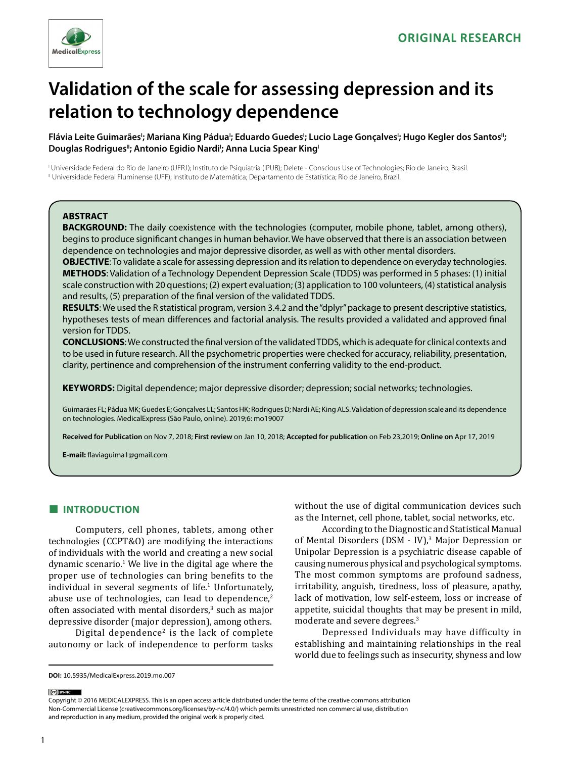ORIGINAL RESEARCH

# Validation of the scale for assessing depression and its relation to technology dependence

**Flávia Leite Guimarães[I]; Mariana King Pádua[I]; Eduardo Guedes[I]; Lucio Lage Gonçalves[I]; Hugo Kegler dos Santos[II]; Douglas Rodrigues[II]; Antonio Egidio Nardi[I]; Anna Lucia Spear King[I]**

[I] Universidade Federal do Rio de Janeiro (UFRJ); Instituto de Psiquiatria (IPUB); Delete - Conscious Use of Technologies; Rio de Janeiro, Brasil.
[II] Universidade Federal Fluminense (UFF); Instituto de Matemática; Departamento de Estatística; Rio de Janeiro, Brazil.

## ABSTRACT

**BACKGROUND:** The daily coexistence with the technologies (computer, mobile phone, tablet, among others), begins to produce significant changes in human behavior. We have observed that there is an association between dependence on technologies and major depressive disorder, as well as with other mental disorders.

**OBJECTIVE**: To validate a scale for assessing depression and its relation to dependence on everyday technologies.

**METHODS**: Validation of a Technology Dependent Depression Scale (TDDS) was performed in 5 phases: (1) initial scale construction with 20 questions; (2) expert evaluation; (3) application to 100 volunteers, (4) statistical analysis and results, (5) preparation of the final version of the validated TDDS.

**RESULTS**: We used the R statistical program, version 3.4.2 and the "dplyr" package to present descriptive statistics, hypotheses tests of mean differences and factorial analysis. The results provided a validated and approved final version for TDDS.

**CONCLUSIONS**: We constructed the final version of the validated TDDS, which is adequate for clinical contexts and to be used in future research. All the psychometric properties were checked for accuracy, reliability, presentation, clarity, pertinence and comprehension of the instrument conferring validity to the end-product.

**KEYWORDS:** Digital dependence; major depressive disorder; depression; social networks; technologies.

Guimarães FL; Pádua MK; Guedes E; Gonçalves LL; Santos HK; Rodrigues D; Nardi AE; King ALS. Validation of depression scale and its dependence on technologies. MedicalExpress (São Paulo, online). 2019;6: mo19007

**Received for Publication** on Nov 7, 2018; **First review** on Jan 10, 2018; **Accepted for publication** on Feb 23,2019; **Online on** Apr 17, 2019

**E-mail:** flaviaguima1@gmail.com

## INTRODUCTION

Computers, cell phones, tablets, among other technologies (CCPT&O) are modifying the interactions of individuals with the world and creating a new social dynamic scenario.[1] We live in the digital age where the proper use of technologies can bring benefits to the individual in several segments of life.[1] Unfortunately, abuse use of technologies, can lead to dependence,[2] often associated with mental disorders,[3] such as major depressive disorder (major depression), among others.

Digital dependence[2] is the lack of complete autonomy or lack of independence to perform tasks without the use of digital communication devices such as the Internet, cell phone, tablet, social networks, etc.

According to the Diagnostic and Statistical Manual of Mental Disorders (DSM - IV),[3] Major Depression or Unipolar Depression is a psychiatric disease capable of causing numerous physical and psychological symptoms. The most common symptoms are profound sadness, irritability, anguish, tiredness, loss of pleasure, apathy, lack of motivation, low self-esteem, loss or increase of appetite, suicidal thoughts that may be present in mild, moderate and severe degrees.[3]

Depressed Individuals may have difficulty in establishing and maintaining relationships in the real world due to feelings such as insecurity, shyness and low

**DOI:** 10.5935/MedicalExpress.2019.mo.007

Copyright © 2016 MEDICALEXPRESS. This is an open access article distributed under the terms of the creative commons attribution Non-Commercial License (creativecommons.org/licenses/by-nc/4.0/) which permits unrestricted non commercial use, distribution and reproduction in any medium, provided the original work is properly cited.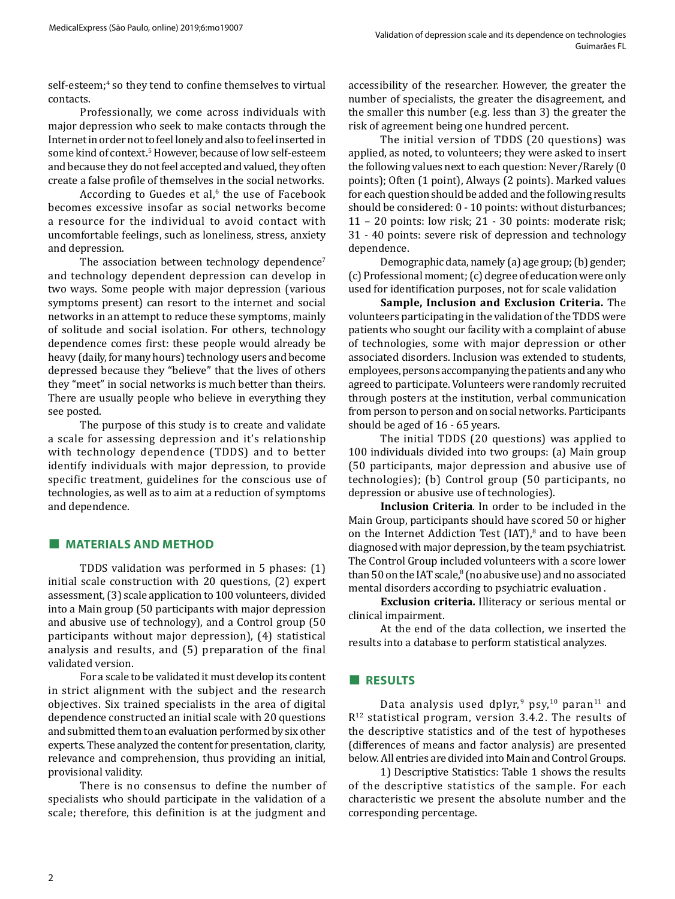self-esteem;[4] so they tend to confine themselves to virtual contacts.

Professionally, we come across individuals with major depression who seek to make contacts through the Internet in order not to feel lonely and also to feel inserted in some kind of context.[5] However, because of low self-esteem and because they do not feel accepted and valued, they often create a false profile of themselves in the social networks.

According to Guedes et al,[6] the use of Facebook becomes excessive insofar as social networks become a resource for the individual to avoid contact with uncomfortable feelings, such as loneliness, stress, anxiety and depression.

The association between technology dependence[7] and technology dependent depression can develop in two ways. Some people with major depression (various symptoms present) can resort to the internet and social networks in an attempt to reduce these symptoms, mainly of solitude and social isolation. For others, technology dependence comes first: these people would already be heavy (daily, for many hours) technology users and become depressed because they "believe" that the lives of others they "meet" in social networks is much better than theirs. There are usually people who believe in everything they see posted.

The purpose of this study is to create and validate a scale for assessing depression and it's relationship with technology dependence (TDDS) and to better identify individuals with major depression, to provide specific treatment, guidelines for the conscious use of technologies, as well as to aim at a reduction of symptoms and dependence.

## MATERIALS AND METHOD

TDDS validation was performed in 5 phases: (1) initial scale construction with 20 questions, (2) expert assessment, (3) scale application to 100 volunteers, divided into a Main group (50 participants with major depression and abusive use of technology), and a Control group (50 participants without major depression), (4) statistical analysis and results, and (5) preparation of the final validated version.

For a scale to be validated it must develop its content in strict alignment with the subject and the research objectives. Six trained specialists in the area of digital dependence constructed an initial scale with 20 questions and submitted them to an evaluation performed by six other experts. These analyzed the content for presentation, clarity, relevance and comprehension, thus providing an initial, provisional validity.

There is no consensus to define the number of specialists who should participate in the validation of a scale; therefore, this definition is at the judgment and accessibility of the researcher. However, the greater the number of specialists, the greater the disagreement, and the smaller this number (e.g. less than 3) the greater the risk of agreement being one hundred percent.

The initial version of TDDS (20 questions) was applied, as noted, to volunteers; they were asked to insert the following values next to each question: Never/Rarely (0 points); Often (1 point), Always (2 points). Marked values for each question should be added and the following results should be considered: 0 - 10 points: without disturbances; 11 – 20 points: low risk; 21 - 30 points: moderate risk; 31 - 40 points: severe risk of depression and technology dependence.

Demographic data, namely (a) age group; (b) gender; (c) Professional moment; (c) degree of education were only used for identification purposes, not for scale validation

**Sample, Inclusion and Exclusion Criteria.** The volunteers participating in the validation of the TDDS were patients who sought our facility with a complaint of abuse of technologies, some with major depression or other associated disorders. Inclusion was extended to students, employees, persons accompanying the patients and any who agreed to participate. Volunteers were randomly recruited through posters at the institution, verbal communication from person to person and on social networks. Participants should be aged of 16 - 65 years.

The initial TDDS (20 questions) was applied to 100 individuals divided into two groups: (a) Main group (50 participants, major depression and abusive use of technologies); (b) Control group (50 participants, no depression or abusive use of technologies).

**Inclusion Criteria**. In order to be included in the Main Group, participants should have scored 50 or higher on the Internet Addiction Test (IAT),[8] and to have been diagnosed with major depression, by the team psychiatrist. The Control Group included volunteers with a score lower than 50 on the IAT scale,[8] (no abusive use) and no associated mental disorders according to psychiatric evaluation .

**Exclusion criteria.** Illiteracy or serious mental or clinical impairment.

At the end of the data collection, we inserted the results into a database to perform statistical analyzes.

## RESULTS

Data analysis used dplyr,[9] psy,[10] paran[11] and R[12] statistical program, version 3.4.2. The results of the descriptive statistics and of the test of hypotheses (differences of means and factor analysis) are presented below. All entries are divided into Main and Control Groups.

1) Descriptive Statistics: Table 1 shows the results of the descriptive statistics of the sample. For each characteristic we present the absolute number and the corresponding percentage.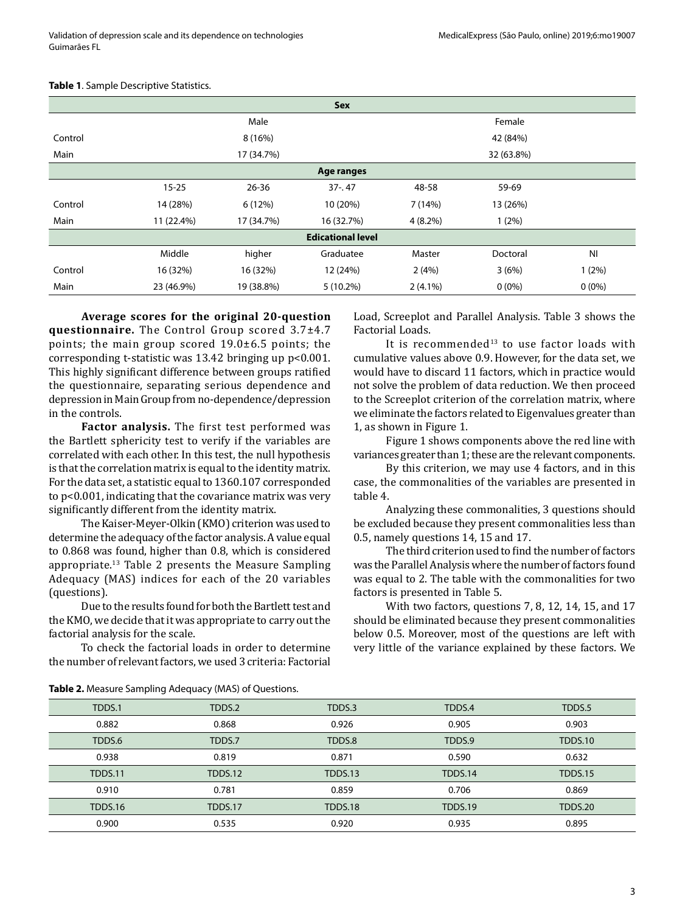**Table 1**. Sample Descriptive Statistics.

| | Sex | | | | | |
|---|---|---|---|---|---|---|
| | Male | | | Female | | |
| Control | 8 (16%) | | | 42 (84%) | | |
| Main | 17 (34.7%) | | | 32 (63.8%) | | |
| | **Age ranges** | | | | | |
| | 15-25 | 26-36 | 37-. 47 | 48-58 | 59-69 | |
| Control | 14 (28%) | 6 (12%) | 10 (20%) | 7 (14%) | 13 (26%) | |
| Main | 11 (22.4%) | 17 (34.7%) | 16 (32.7%) | 4 (8.2%) | 1 (2%) | |
| | **Edicational level** | | | | | |
| | Middle | higher | Graduatee | Master | Doctoral | NI |
| Control | 16 (32%) | 16 (32%) | 12 (24%) | 2 (4%) | 3 (6%) | 1 (2%) |
| Main | 23 (46.9%) | 19 (38.8%) | 5 (10.2%) | 2 (4.1%) | 0 (0%) | 0 (0%) |

**Average scores for the original 20-question questionnaire.** The Control Group scored 3.7±4.7 points; the main group scored 19.0±6.5 points; the corresponding t-statistic was 13.42 bringing up $p<0.001$. This highly significant difference between groups ratified the questionnaire, separating serious dependence and depression in Main Group from no-dependence/depression in the controls.

**Factor analysis.** The first test performed was the Bartlett sphericity test to verify if the variables are correlated with each other. In this test, the null hypothesis is that the correlation matrix is equal to the identity matrix. For the data set, a statistic equal to 1360.107 corresponded to $p<0.001$, indicating that the covariance matrix was very significantly different from the identity matrix.

The Kaiser-Meyer-Olkin (KMO) criterion was used to determine the adequacy of the factor analysis. A value equal to 0.868 was found, higher than 0.8, which is considered appropriate.[13] Table 2 presents the Measure Sampling Adequacy (MAS) indices for each of the 20 variables (questions).

Due to the results found for both the Bartlett test and the KMO, we decide that it was appropriate to carry out the factorial analysis for the scale.

To check the factorial loads in order to determine the number of relevant factors, we used 3 criteria: Factorial Load, Screeplot and Parallel Analysis. Table 3 shows the Factorial Loads.

It is recommended[13] to use factor loads with cumulative values above 0.9. However, for the data set, we would have to discard 11 factors, which in practice would not solve the problem of data reduction. We then proceed to the Screeplot criterion of the correlation matrix, where we eliminate the factors related to Eigenvalues greater than 1, as shown in Figure 1.

Figure 1 shows components above the red line with variances greater than 1; these are the relevant components.

By this criterion, we may use 4 factors, and in this case, the commonalities of the variables are presented in table 4.

Analyzing these commonalities, 3 questions should be excluded because they present commonalities less than 0.5, namely questions 14, 15 and 17.

The third criterion used to find the number of factors was the Parallel Analysis where the number of factors found was equal to 2. The table with the commonalities for two factors is presented in Table 5.

With two factors, questions 7, 8, 12, 14, 15, and 17 should be eliminated because they present commonalities below 0.5. Moreover, most of the questions are left with very little of the variance explained by these factors. We

**Table 2.** Measure Sampling Adequacy (MAS) of Questions.

| TDDS.1 | TDDS.2 | TDDS.3 | TDDS.4 | TDDS.5 |
|---|---|---|---|---|
| 0.882 | 0.868 | 0.926 | 0.905 | 0.903 |
| TDDS.6 | TDDS.7 | TDDS.8 | TDDS.9 | TDDS.10 |
| 0.938 | 0.819 | 0.871 | 0.590 | 0.632 |
| TDDS.11 | TDDS.12 | TDDS.13 | TDDS.14 | TDDS.15 |
| 0.910 | 0.781 | 0.859 | 0.706 | 0.869 |
| TDDS.16 | TDDS.17 | TDDS.18 | TDDS.19 | TDDS.20 |
| 0.900 | 0.535 | 0.920 | 0.935 | 0.895 |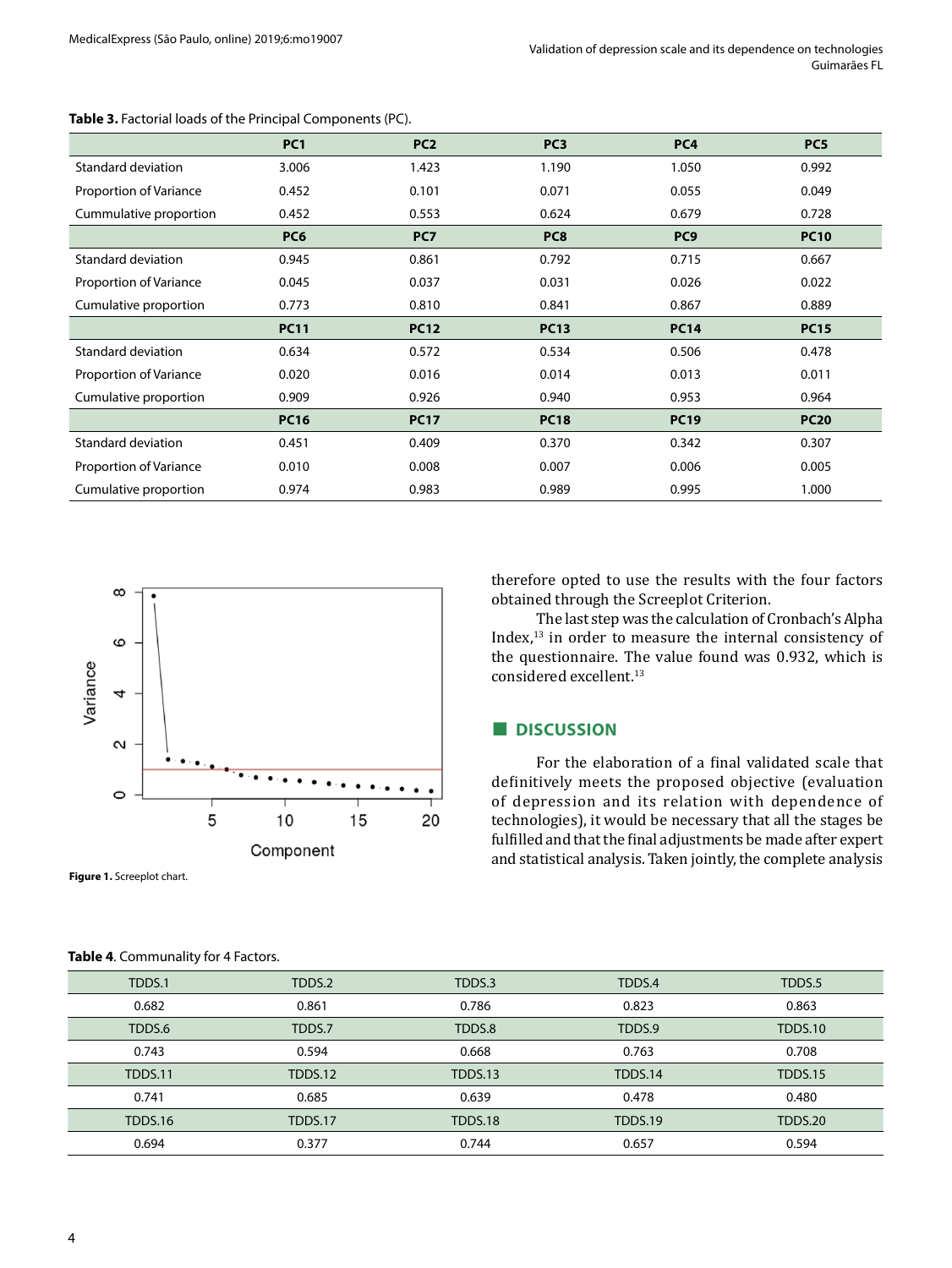**Table 3.** Factorial loads of the Principal Components (PC).

| | PC1 | PC2 | PC3 | PC4 | PC5 |
|---|---|---|---|---|---|
| Standard deviation | 3.006 | 1.423 | 1.190 | 1.050 | 0.992 |
| Proportion of Variance | 0.452 | 0.101 | 0.071 | 0.055 | 0.049 |
| Cummulative proportion | 0.452 | 0.553 | 0.624 | 0.679 | 0.728 |
| | **PC6** | **PC7** | **PC8** | **PC9** | **PC10** |
| Standard deviation | 0.945 | 0.861 | 0.792 | 0.715 | 0.667 |
| Proportion of Variance | 0.045 | 0.037 | 0.031 | 0.026 | 0.022 |
| Cumulative proportion | 0.773 | 0.810 | 0.841 | 0.867 | 0.889 |
| | **PC11** | **PC12** | **PC13** | **PC14** | **PC15** |
| Standard deviation | 0.634 | 0.572 | 0.534 | 0.506 | 0.478 |
| Proportion of Variance | 0.020 | 0.016 | 0.014 | 0.013 | 0.011 |
| Cumulative proportion | 0.909 | 0.926 | 0.940 | 0.953 | 0.964 |
| | **PC16** | **PC17** | **PC18** | **PC19** | **PC20** |
| Standard deviation | 0.451 | 0.409 | 0.370 | 0.342 | 0.307 |
| Proportion of Variance | 0.010 | 0.008 | 0.007 | 0.006 | 0.005 |
| Cumulative proportion | 0.974 | 0.983 | 0.989 | 0.995 | 1.000 |

**Figure 1.** Screeplot chart.

therefore opted to use the results with the four factors obtained through the Screeplot Criterion.

The last step was the calculation of Cronbach's Alpha Index,[13] in order to measure the internal consistency of the questionnaire. The value found was 0.932, which is considered excellent.[13]

## DISCUSSION

For the elaboration of a final validated scale that definitively meets the proposed objective (evaluation of depression and its relation with dependence of technologies), it would be necessary that all the stages be fulfilled and that the final adjustments be made after expert and statistical analysis. Taken jointly, the complete analysis

**Table 4**. Communality for 4 Factors.

| TDDS.1 | TDDS.2 | TDDS.3 | TDDS.4 | TDDS.5 |
|---|---|---|---|---|
| 0.682 | 0.861 | 0.786 | 0.823 | 0.863 |
| TDDS.6 | TDDS.7 | TDDS.8 | TDDS.9 | TDDS.10 |
| 0.743 | 0.594 | 0.668 | 0.763 | 0.708 |
| TDDS.11 | TDDS.12 | TDDS.13 | TDDS.14 | TDDS.15 |
| 0.741 | 0.685 | 0.639 | 0.478 | 0.480 |
| TDDS.16 | TDDS.17 | TDDS.18 | TDDS.19 | TDDS.20 |
| 0.694 | 0.377 | 0.744 | 0.657 | 0.594 |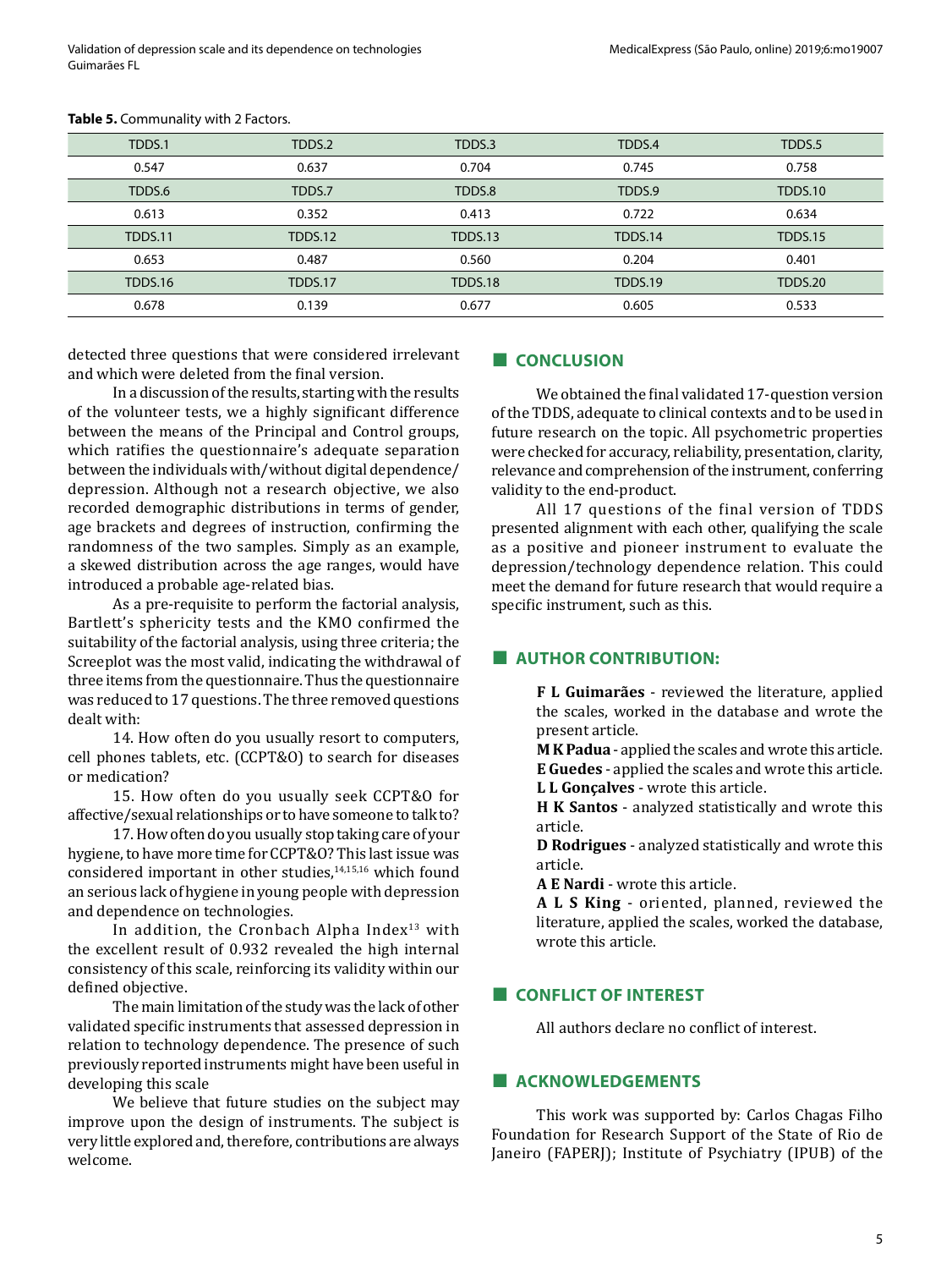**Table 5.** Communality with 2 Factors.

| TDDS.1 | TDDS.2 | TDDS.3 | TDDS.4 | TDDS.5 |
|---|---|---|---|---|
| 0.547 | 0.637 | 0.704 | 0.745 | 0.758 |
| TDDS.6 | TDDS.7 | TDDS.8 | TDDS.9 | TDDS.10 |
| 0.613 | 0.352 | 0.413 | 0.722 | 0.634 |
| TDDS.11 | TDDS.12 | TDDS.13 | TDDS.14 | TDDS.15 |
| 0.653 | 0.487 | 0.560 | 0.204 | 0.401 |
| TDDS.16 | TDDS.17 | TDDS.18 | TDDS.19 | TDDS.20 |
| 0.678 | 0.139 | 0.677 | 0.605 | 0.533 |

detected three questions that were considered irrelevant and which were deleted from the final version.

In a discussion of the results, starting with the results of the volunteer tests, we a highly significant difference between the means of the Principal and Control groups, which ratifies the questionnaire's adequate separation between the individuals with/without digital dependence/depression. Although not a research objective, we also recorded demographic distributions in terms of gender, age brackets and degrees of instruction, confirming the randomness of the two samples. Simply as an example, a skewed distribution across the age ranges, would have introduced a probable age-related bias.

As a pre-requisite to perform the factorial analysis, Bartlett's sphericity tests and the KMO confirmed the suitability of the factorial analysis, using three criteria; the Screeplot was the most valid, indicating the withdrawal of three items from the questionnaire. Thus the questionnaire was reduced to 17 questions. The three removed questions dealt with:

14. How often do you usually resort to computers, cell phones tablets, etc. (CCPT&O) to search for diseases or medication?

15. How often do you usually seek CCPT&O for affective/sexual relationships or to have someone to talk to?

17. How often do you usually stop taking care of your hygiene, to have more time for CCPT&O? This last issue was considered important in other studies,[14,15,16] which found an serious lack of hygiene in young people with depression and dependence on technologies.

In addition, the Cronbach Alpha Index[13] with the excellent result of 0.932 revealed the high internal consistency of this scale, reinforcing its validity within our defined objective.

The main limitation of the study was the lack of other validated specific instruments that assessed depression in relation to technology dependence. The presence of such previously reported instruments might have been useful in developing this scale

We believe that future studies on the subject may improve upon the design of instruments. The subject is very little explored and, therefore, contributions are always welcome.

## CONCLUSION

We obtained the final validated 17-question version of the TDDS, adequate to clinical contexts and to be used in future research on the topic. All psychometric properties were checked for accuracy, reliability, presentation, clarity, relevance and comprehension of the instrument, conferring validity to the end-product.

All 17 questions of the final version of TDDS presented alignment with each other, qualifying the scale as a positive and pioneer instrument to evaluate the depression/technology dependence relation. This could meet the demand for future research that would require a specific instrument, such as this.

## AUTHOR CONTRIBUTION:

**F L Guimarães** - reviewed the literature, applied the scales, worked in the database and wrote the present article.

**M K Padua** - applied the scales and wrote this article.

**E Guedes** - applied the scales and wrote this article.

**L L Gonçalves** - wrote this article.

**H K Santos** - analyzed statistically and wrote this article.

**D Rodrigues** - analyzed statistically and wrote this article.

**A E Nardi** - wrote this article.

**A L S King** - oriented, planned, reviewed the literature, applied the scales, worked the database, wrote this article.

## CONFLICT OF INTEREST

All authors declare no conflict of interest.

## ACKNOWLEDGEMENTS

This work was supported by: Carlos Chagas Filho Foundation for Research Support of the State of Rio de Janeiro (FAPERJ); Institute of Psychiatry (IPUB) of the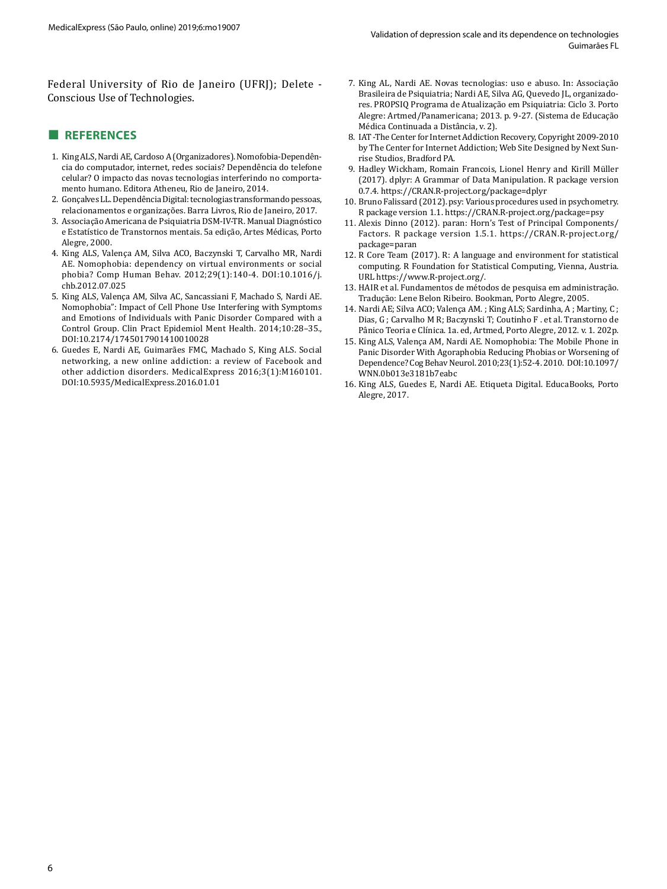Federal University of Rio de Janeiro (UFRJ); Delete - Conscious Use of Technologies.

## REFERENCES

1. King ALS, Nardi AE, Cardoso A (Organizadores). Nomofobia-Dependência do computador, internet, redes sociais? Dependência do telefone celular? O impacto das novas tecnologias interferindo no comportamento humano. Editora Atheneu, Rio de Janeiro, 2014.
2. Gonçalves LL. Dependência Digital: tecnologias transformando pessoas, relacionamentos e organizações. Barra Livros, Rio de Janeiro, 2017.
3. Associação Americana de Psiquiatria DSM-IV-TR. Manual Diagnóstico e Estatístico de Transtornos mentais. 5a edição, Artes Médicas, Porto Alegre, 2000.
4. King ALS, Valença AM, Silva ACO, Baczynski T, Carvalho MR, Nardi AE. Nomophobia: dependency on virtual environments or social phobia? Comp Human Behav. 2012;29(1):140-4. DOI:10.1016/j.chb.2012.07.025
5. King ALS, Valença AM, Silva AC, Sancassiani F, Machado S, Nardi AE. Nomophobia": Impact of Cell Phone Use Interfering with Symptoms and Emotions of Individuals with Panic Disorder Compared with a Control Group. Clin Pract Epidemiol Ment Health. 2014;10:28–35., DOI:10.2174/1745017901410010028
6. Guedes E, Nardi AE, Guimarães FMC, Machado S, King ALS. Social networking, a new online addiction: a review of Facebook and other addiction disorders. MedicalExpress 2016;3(1):M160101. DOI:10.5935/MedicalExpress.2016.01.01
7. King AL, Nardi AE. Novas tecnologias: uso e abuso. In: Associação Brasileira de Psiquiatria; Nardi AE, Silva AG, Quevedo JL, organizadores. PROPSIQ Programa de Atualização em Psiquiatria: Ciclo 3. Porto Alegre: Artmed/Panamericana; 2013. p. 9-27. (Sistema de Educação Médica Continuada a Distância, v. 2).
8. IAT -The Center for Internet Addiction Recovery, Copyright 2009-2010 by The Center for Internet Addiction; Web Site Designed by Next Sunrise Studios, Bradford PA.
9. Hadley Wickham, Romain Francois, Lionel Henry and Kirill Müller (2017). dplyr: A Grammar of Data Manipulation. R package version 0.7.4. https://CRAN.R-project.org/package=dplyr
10. Bruno Falissard (2012). psy: Various procedures used in psychometry. R package version 1.1. https://CRAN.R-project.org/package=psy
11. Alexis Dinno (2012). paran: Horn's Test of Principal Components/Factors. R package version 1.5.1. https://CRAN.R-project.org/package=paran
12. R Core Team (2017). R: A language and environment for statistical computing. R Foundation for Statistical Computing, Vienna, Austria. URL https://www.R-project.org/.
13. HAIR et al. Fundamentos de métodos de pesquisa em administração. Tradução: Lene Belon Ribeiro. Bookman, Porto Alegre, 2005.
14. Nardi AE; Silva ACO; Valença AM. ; King ALS; Sardinha, A ; Martiny, C ; Dias, G ; Carvalho M R; Baczynski T; Coutinho F . et al. Transtorno de Pânico Teoria e Clínica. 1a. ed, Artmed, Porto Alegre, 2012. v. 1. 202p.
15. King ALS, Valença AM, Nardi AE. Nomophobia: The Mobile Phone in Panic Disorder With Agoraphobia Reducing Phobias or Worsening of Dependence? Cog Behav Neurol. 2010;23(1):52-4. 2010. DOI:10.1097/WNN.0b013e3181b7eabc
16. King ALS, Guedes E, Nardi AE. Etiqueta Digital. EducaBooks, Porto Alegre, 2017.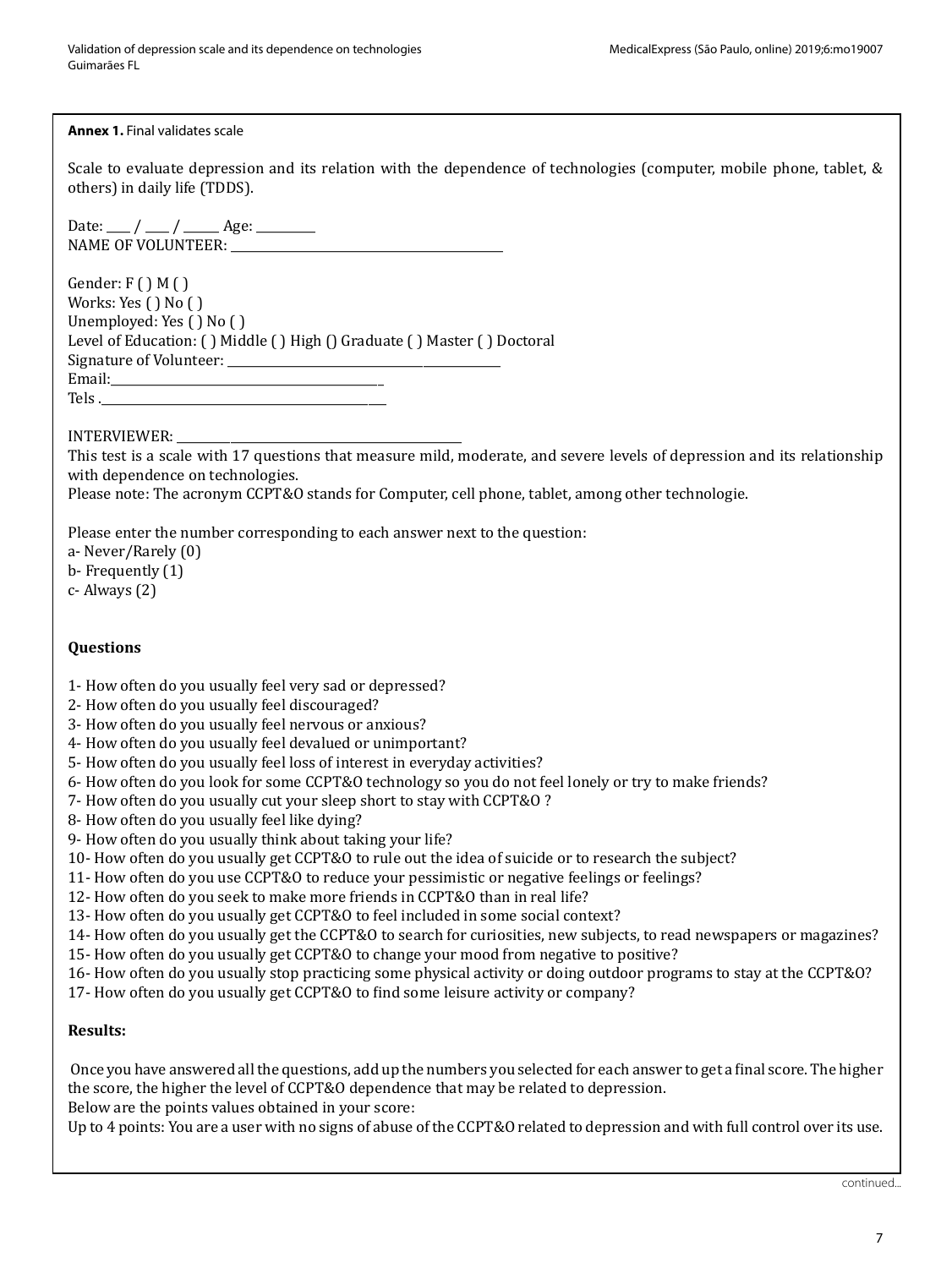**Annex 1.** Final validates scale

Scale to evaluate depression and its relation with the dependence of technologies (computer, mobile phone, tablet, & others) in daily life (TDDS).

Date: ____ / ____ / ______ Age: _________
NAME OF VOLUNTEER: ________________________________________

Gender: F ( ) M ( )
Works: Yes ( ) No ( )
Unemployed: Yes ( ) No ( )
Level of Education: ( ) Middle ( ) High () Graduate ( ) Master ( ) Doctoral
Signature of Volunteer: ________________________________________
Email:________________________________________
Tels .________________________________________

INTERVIEWER: ________________________________________
This test is a scale with 17 questions that measure mild, moderate, and severe levels of depression and its relationship with dependence on technologies.
Please note: The acronym CCPT&O stands for Computer, cell phone, tablet, among other technologie.

Please enter the number corresponding to each answer next to the question:
a- Never/Rarely (0)
b- Frequently (1)
c- Always (2)

**Questions**

1- How often do you usually feel very sad or depressed?
2- How often do you usually feel discouraged?
3- How often do you usually feel nervous or anxious?
4- How often do you usually feel devalued or unimportant?
5- How often do you usually feel loss of interest in everyday activities?
6- How often do you look for some CCPT&O technology so you do not feel lonely or try to make friends?
7- How often do you usually cut your sleep short to stay with CCPT&O ?
8- How often do you usually feel like dying?
9- How often do you usually think about taking your life?
10- How often do you usually get CCPT&O to rule out the idea of suicide or to research the subject?
11- How often do you use CCPT&O to reduce your pessimistic or negative feelings or feelings?
12- How often do you seek to make more friends in CCPT&O than in real life?
13- How often do you usually get CCPT&O to feel included in some social context?
14- How often do you usually get the CCPT&O to search for curiosities, new subjects, to read newspapers or magazines?
15- How often do you usually get CCPT&O to change your mood from negative to positive?
16- How often do you usually stop practicing some physical activity or doing outdoor programs to stay at the CCPT&O?
17- How often do you usually get CCPT&O to find some leisure activity or company?

**Results:**

Once you have answered all the questions, add up the numbers you selected for each answer to get a final score. The higher the score, the higher the level of CCPT&O dependence that may be related to depression.
Below are the points values obtained in your score:
Up to 4 points: You are a user with no signs of abuse of the CCPT&O related to depression and with full control over its use.

continued...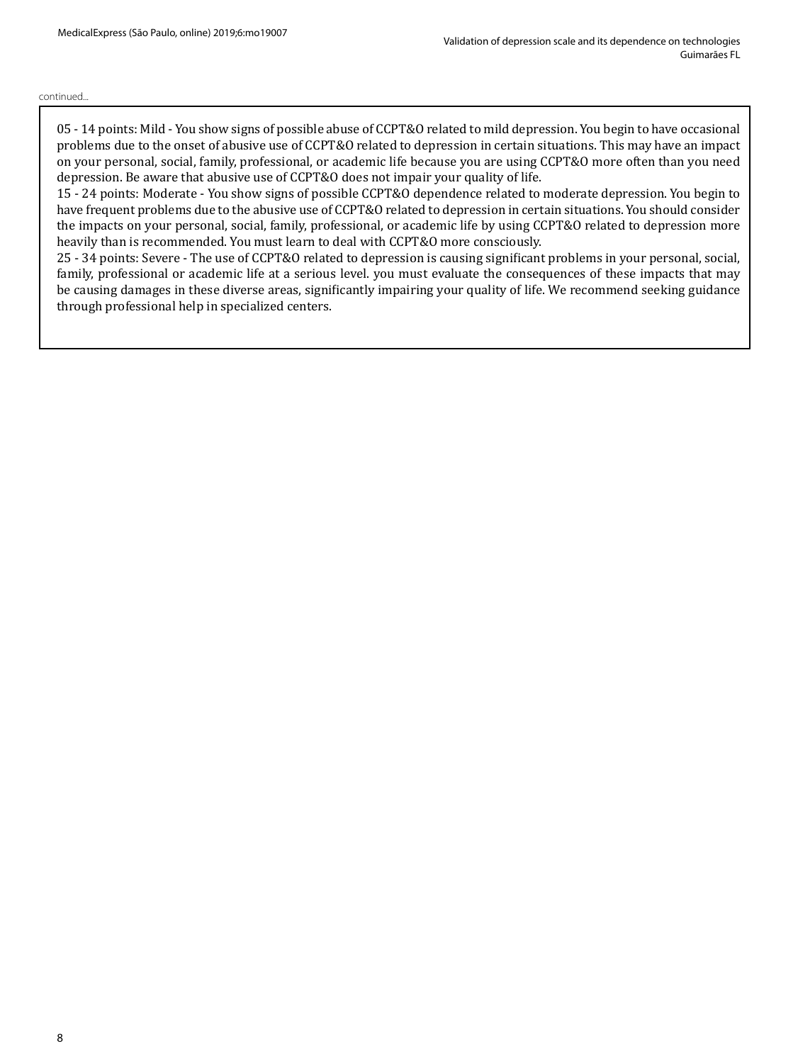continued...

05 - 14 points: Mild - You show signs of possible abuse of CCPT&O related to mild depression. You begin to have occasional problems due to the onset of abusive use of CCPT&O related to depression in certain situations. This may have an impact on your personal, social, family, professional, or academic life because you are using CCPT&O more often than you need depression. Be aware that abusive use of CCPT&O does not impair your quality of life.

15 - 24 points: Moderate - You show signs of possible CCPT&O dependence related to moderate depression. You begin to have frequent problems due to the abusive use of CCPT&O related to depression in certain situations. You should consider the impacts on your personal, social, family, professional, or academic life by using CCPT&O related to depression more heavily than is recommended. You must learn to deal with CCPT&O more consciously.

25 - 34 points: Severe - The use of CCPT&O related to depression is causing significant problems in your personal, social, family, professional or academic life at a serious level. you must evaluate the consequences of these impacts that may be causing damages in these diverse areas, significantly impairing your quality of life. We recommend seeking guidance through professional help in specialized centers.